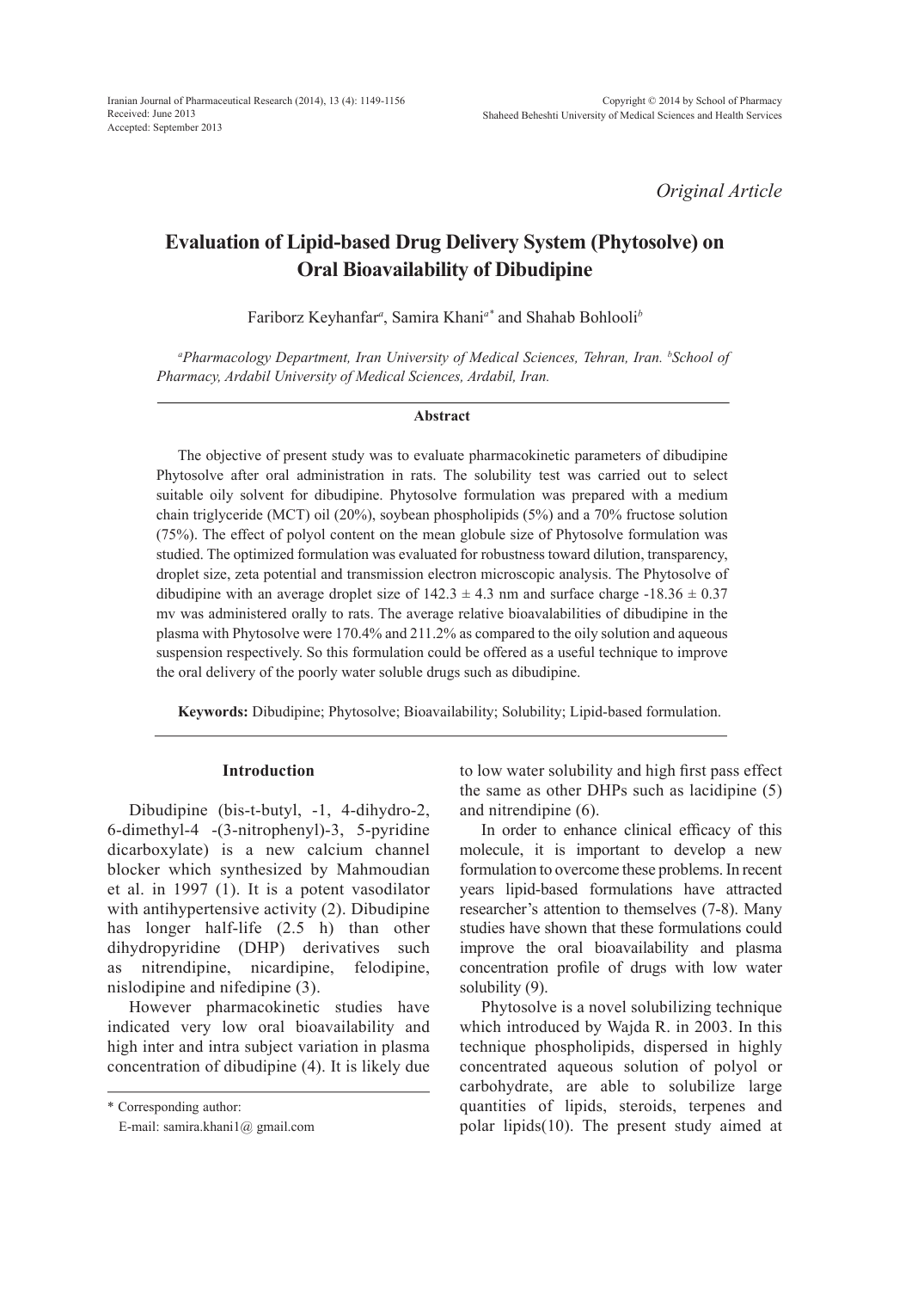*Original Article*

# Evaluation of Lipid-based Drug Delivery System (Phytosolve) on Oral Bioavailability of Dibudipine

Fariborz Keyhanfar[a], Samira Khani[a*] and Shahab Bohlooli[b]

[a]*Pharmacology Department, Iran University of Medical Sciences, Tehran, Iran.* [b]*School of Pharmacy, Ardabil University of Medical Sciences, Ardabil, Iran.*

## Abstract

The objective of present study was to evaluate pharmacokinetic parameters of dibudipine Phytosolve after oral administration in rats. The solubility test was carried out to select suitable oily solvent for dibudipine. Phytosolve formulation was prepared with a medium chain triglyceride (MCT) oil (20%), soybean phospholipids (5%) and a 70% fructose solution (75%). The effect of polyol content on the mean globule size of Phytosolve formulation was studied. The optimized formulation was evaluated for robustness toward dilution, transparency, droplet size, zeta potential and transmission electron microscopic analysis. The Phytosolve of dibudipine with an average droplet size of 142.3 ± 4.3 nm and surface charge -18.36 ± 0.37 mv was administered orally to rats. The average relative bioavalabilities of dibudipine in the plasma with Phytosolve were 170.4% and 211.2% as compared to the oily solution and aqueous suspension respectively. So this formulation could be offered as a useful technique to improve the oral delivery of the poorly water soluble drugs such as dibudipine.

**Keywords:** Dibudipine; Phytosolve; Bioavailability; Solubility; Lipid-based formulation.

## Introduction

Dibudipine (bis-t-butyl, -1, 4-dihydro-2, 6-dimethyl-4 -(3-nitrophenyl)-3, 5-pyridine dicarboxylate) is a new calcium channel blocker which synthesized by Mahmoudian et al. in 1997 (1). It is a potent vasodilator with antihypertensive activity (2). Dibudipine has longer half-life (2.5 h) than other dihydropyridine (DHP) derivatives such as nitrendipine, nicardipine, felodipine, nislodipine and nifedipine (3).

However pharmacokinetic studies have indicated very low oral bioavailability and high inter and intra subject variation in plasma concentration of dibudipine (4). It is likely due to low water solubility and high first pass effect the same as other DHPs such as lacidipine (5) and nitrendipine (6).

In order to enhance clinical efficacy of this molecule, it is important to develop a new formulation to overcome these problems. In recent years lipid-based formulations have attracted researcher's attention to themselves (7-8). Many studies have shown that these formulations could improve the oral bioavailability and plasma concentration profile of drugs with low water solubility (9).

Phytosolve is a novel solubilizing technique which introduced by Wajda R. in 2003. In this technique phospholipids, dispersed in highly concentrated aqueous solution of polyol or carbohydrate, are able to solubilize large quantities of lipids, steroids, terpenes and polar lipids(10). The present study aimed at

* Corresponding author:
E-mail: samira.khani1@ gmail.com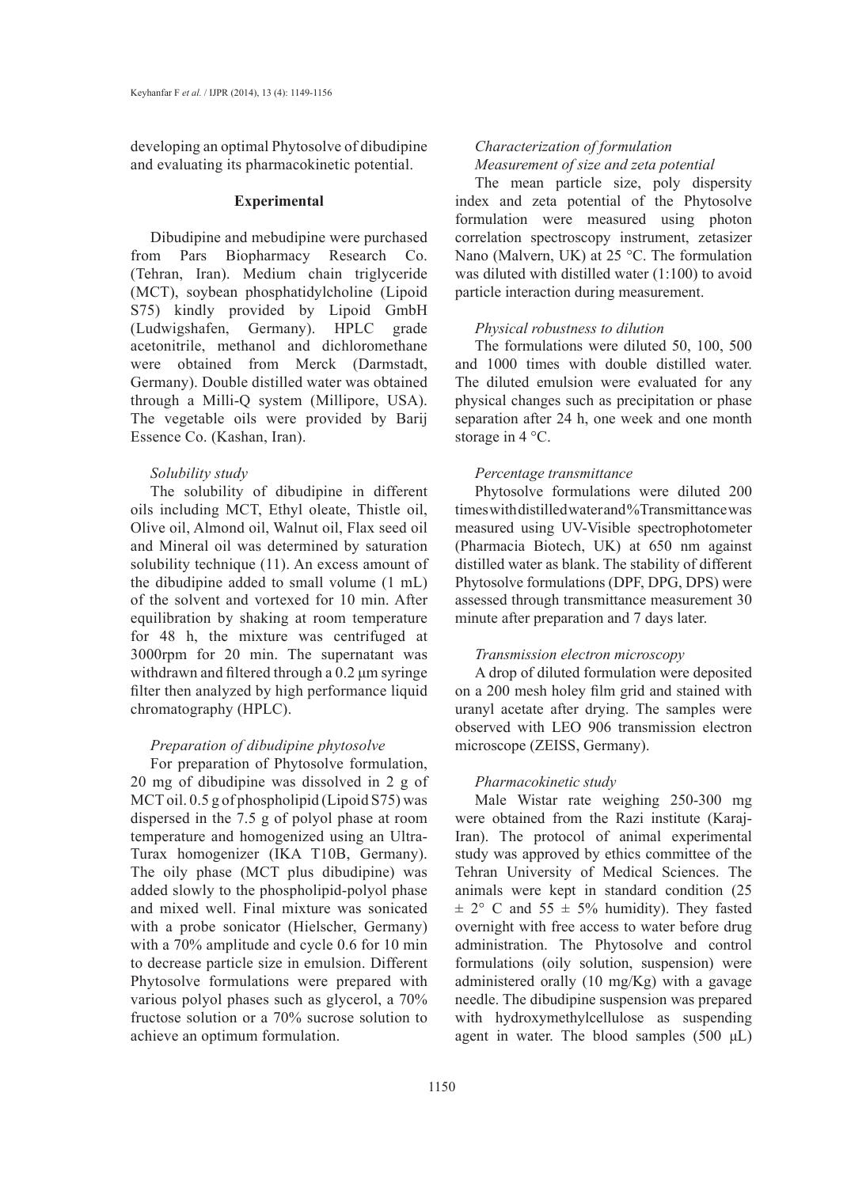developing an optimal Phytosolve of dibudipine and evaluating its pharmacokinetic potential.

## Experimental

Dibudipine and mebudipine were purchased from Pars Biopharmacy Research Co. (Tehran, Iran). Medium chain triglyceride (MCT), soybean phosphatidylcholine (Lipoid S75) kindly provided by Lipoid GmbH (Ludwigshafen, Germany). HPLC grade acetonitrile, methanol and dichloromethane were obtained from Merck (Darmstadt, Germany). Double distilled water was obtained through a Milli-Q system (Millipore, USA). The vegetable oils were provided by Barij Essence Co. (Kashan, Iran).

*Solubility study*

The solubility of dibudipine in different oils including MCT, Ethyl oleate, Thistle oil, Olive oil, Almond oil, Walnut oil, Flax seed oil and Mineral oil was determined by saturation solubility technique (11). An excess amount of the dibudipine added to small volume (1 mL) of the solvent and vortexed for 10 min. After equilibration by shaking at room temperature for 48 h, the mixture was centrifuged at 3000rpm for 20 min. The supernatant was withdrawn and filtered through a 0.2 µm syringe filter then analyzed by high performance liquid chromatography (HPLC).

*Preparation of dibudipine phytosolve*

For preparation of Phytosolve formulation, 20 mg of dibudipine was dissolved in 2 g of MCT oil. 0.5 g of phospholipid (Lipoid S75) was dispersed in the 7.5 g of polyol phase at room temperature and homogenized using an Ultra-Turax homogenizer (IKA T10B, Germany). The oily phase (MCT plus dibudipine) was added slowly to the phospholipid-polyol phase and mixed well. Final mixture was sonicated with a probe sonicator (Hielscher, Germany) with a 70% amplitude and cycle 0.6 for 10 min to decrease particle size in emulsion. Different Phytosolve formulations were prepared with various polyol phases such as glycerol, a 70% fructose solution or a 70% sucrose solution to achieve an optimum formulation.

*Characterization of formulation*

*Measurement of size and zeta potential*

The mean particle size, poly dispersity index and zeta potential of the Phytosolve formulation were measured using photon correlation spectroscopy instrument, zetasizer Nano (Malvern, UK) at 25 °C. The formulation was diluted with distilled water (1:100) to avoid particle interaction during measurement.

*Physical robustness to dilution*

The formulations were diluted 50, 100, 500 and 1000 times with double distilled water. The diluted emulsion were evaluated for any physical changes such as precipitation or phase separation after 24 h, one week and one month storage in 4 °C.

*Percentage transmittance*

Phytosolve formulations were diluted 200 times with distilled water and %Transmittance was measured using UV-Visible spectrophotometer (Pharmacia Biotech, UK) at 650 nm against distilled water as blank. The stability of different Phytosolve formulations (DPF, DPG, DPS) were assessed through transmittance measurement 30 minute after preparation and 7 days later.

*Transmission electron microscopy*

A drop of diluted formulation were deposited on a 200 mesh holey film grid and stained with uranyl acetate after drying. The samples were observed with LEO 906 transmission electron microscope (ZEISS, Germany).

*Pharmacokinetic study*

Male Wistar rate weighing 250-300 mg were obtained from the Razi institute (Karaj-Iran). The protocol of animal experimental study was approved by ethics committee of the Tehran University of Medical Sciences. The animals were kept in standard condition (25 ± 2° C and 55 ± 5% humidity). They fasted overnight with free access to water before drug administration. The Phytosolve and control formulations (oily solution, suspension) were administered orally (10 mg/Kg) with a gavage needle. The dibudipine suspension was prepared with hydroxymethylcellulose as suspending agent in water. The blood samples (500 µL)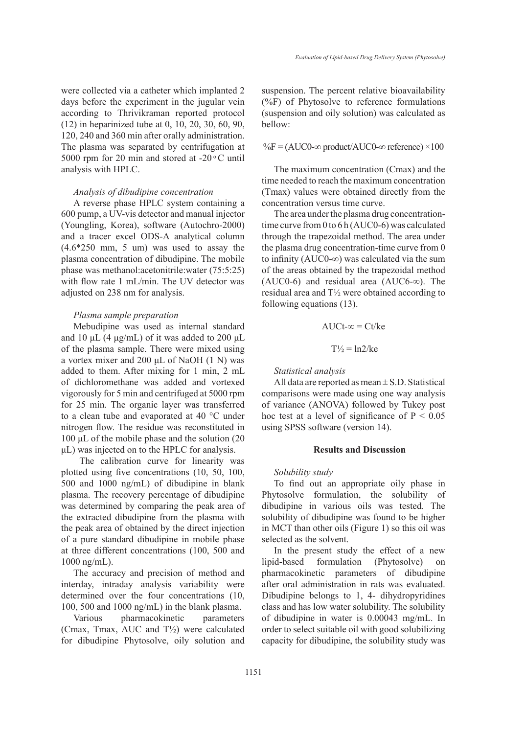were collected via a catheter which implanted 2 days before the experiment in the jugular vein according to Thrivikraman reported protocol (12) in heparinized tube at 0, 10, 20, 30, 60, 90, 120, 240 and 360 min after orally administration. The plasma was separated by centrifugation at 5000 rpm for 20 min and stored at -20 °C until analysis with HPLC.

### *Analysis of dibudipine concentration*

A reverse phase HPLC system containing a 600 pump, a UV-vis detector and manual injector (Youngling, Korea), software (Autochro-2000) and a tracer excel ODS-A analytical column (4.6*250 mm, 5 um) was used to assay the plasma concentration of dibudipine. The mobile phase was methanol:acetonitrile:water (75:5:25) with flow rate 1 mL/min. The UV detector was adjusted on 238 nm for analysis.

### *Plasma sample preparation*

Mebudipine was used as internal standard and 10 µL (4 µg/mL) of it was added to 200 µL of the plasma sample. There were mixed using a vortex mixer and 200 µL of NaOH (1 N) was added to them. After mixing for 1 min, 2 mL of dichloromethane was added and vortexed vigorously for 5 min and centrifuged at 5000 rpm for 25 min. The organic layer was transferred to a clean tube and evaporated at 40 °C under nitrogen flow. The residue was reconstituted in 100 µL of the mobile phase and the solution (20 µL) was injected on to the HPLC for analysis.

The calibration curve for linearity was plotted using five concentrations (10, 50, 100, 500 and 1000 ng/mL) of dibudipine in blank plasma. The recovery percentage of dibudipine was determined by comparing the peak area of the extracted dibudipine from the plasma with the peak area of obtained by the direct injection of a pure standard dibudipine in mobile phase at three different concentrations (100, 500 and 1000 ng/mL).

The accuracy and precision of method and interday, intraday analysis variability were determined over the four concentrations (10, 100, 500 and 1000 ng/mL) in the blank plasma.

Various pharmacokinetic parameters ($C_{max}$, $T_{max}$, AUC and $T_{1/2}$) were calculated for dibudipine Phytosolve, oily solution and suspension. The percent relative bioavailability (%F) of Phytosolve to reference formulations (suspension and oily solution) was calculated as bellow:

$$\%F = (AUC_{0-\infty}\ \text{product}/AUC_{0-\infty}\ \text{reference}) \times 100$$

The maximum concentration ($C_{max}$) and the time needed to reach the maximum concentration ($T_{max}$) values were obtained directly from the concentration versus time curve.

The area under the plasma drug concentration-time curve from 0 to 6 h ($AUC_{0-6}$) was calculated through the trapezoidal method. The area under the plasma drug concentration-time curve from 0 to infinity ($AUC_{0-\infty}$) was calculated via the sum of the areas obtained by the trapezoidal method ($AUC_{0-6}$) and residual area ($AUC_{6-\infty}$). The residual area and $T_{1/2}$ were obtained according to following equations (13).

$$AUC_{t-\infty} = C_t/k_e$$

$$T_{1/2} = \ln 2/k_e$$

### *Statistical analysis*

All data are reported as mean ± S.D. Statistical comparisons were made using one way analysis of variance (ANOVA) followed by Tukey post hoc test at a level of significance of $P < 0.05$ using SPSS software (version 14).

## **Results and Discussion**

### *Solubility study*

To find out an appropriate oily phase in Phytosolve formulation, the solubility of dibudipine in various oils was tested. The solubility of dibudipine was found to be higher in MCT than other oils (Figure 1) so this oil was selected as the solvent.

In the present study the effect of a new lipid-based formulation (Phytosolve) on pharmacokinetic parameters of dibudipine after oral administration in rats was evaluated. Dibudipine belongs to 1, 4- dihydropyridines class and has low water solubility. The solubility of dibudipine in water is 0.00043 mg/mL. In order to select suitable oil with good solubilizing capacity for dibudipine, the solubility study was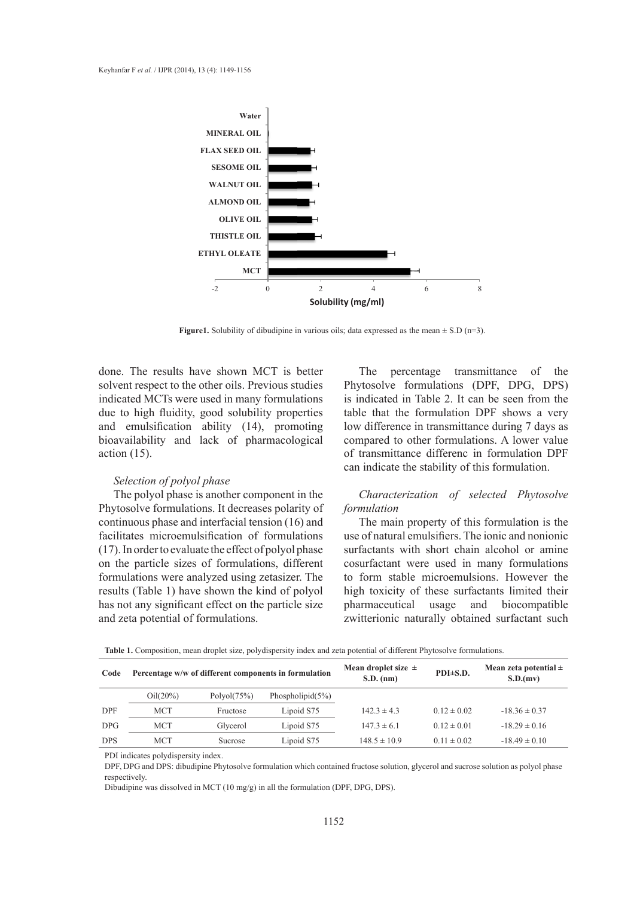Water

MINERAL OIL

FLAX SEED OIL

SESOME OIL

WALNUT OIL

ALMOND OIL

OLIVE OIL

THISTLE OIL

ETHYL OLEATE

MCT

-2 0 2 4 6 8

Solubility (mg/ml)

**Figure1.** Solubility of dibudipine in various oils; data expressed as the mean ± S.D (n=3).

done. The results have shown MCT is better solvent respect to the other oils. Previous studies indicated MCTs were used in many formulations due to high fluidity, good solubility properties and emulsification ability (14), promoting bioavailability and lack of pharmacological action (15).

### *Selection of polyol phase*

The polyol phase is another component in the Phytosolve formulations. It decreases polarity of continuous phase and interfacial tension (16) and facilitates microemulsification of formulations (17). In order to evaluate the effect of polyol phase on the particle sizes of formulations, different formulations were analyzed using zetasizer. The results (Table 1) have shown the kind of polyol has not any significant effect on the particle size and zeta potential of formulations.

The percentage transmittance of the Phytosolve formulations (DPF, DPG, DPS) is indicated in Table 2. It can be seen from the table that the formulation DPF shows a very low difference in transmittance during 7 days as compared to other formulations. A lower value of transmittance differenc in formulation DPF can indicate the stability of this formulation.

### *Characterization of selected Phytosolve formulation*

The main property of this formulation is the use of natural emulsifiers. The ionic and nonionic surfactants with short chain alcohol or amine cosurfactant were used in many formulations to form stable microemulsions. However the high toxicity of these surfactants limited their pharmaceutical usage and biocompatible zwitterionic naturally obtained surfactant such

**Table 1.** Composition, mean droplet size, polydispersity index and zeta potential of different Phytosolve formulations.

| Code | Percentage w/w of different components in formulation | | | Mean droplet size ± S.D. (nm) | PDI±S.D. | Mean zeta potential ± S.D.(mv) |
|---|---|---|---|---|---|---|
| | Oil(20%) | Polyol(75%) | Phospholipid(5%) | | | |
| DPF | MCT | Fructose | Lipoid S75 | 142.3 ± 4.3 | 0.12 ± 0.02 | -18.36 ± 0.37 |
| DPG | MCT | Glycerol | Lipoid S75 | 147.3 ± 6.1 | 0.12 ± 0.01 | -18.29 ± 0.16 |
| DPS | MCT | Sucrose | Lipoid S75 | 148.5 ± 10.9 | 0.11 ± 0.02 | -18.49 ± 0.10 |

PDI indicates polydispersity index.

DPF, DPG and DPS: dibudipine Phytosolve formulation which contained fructose solution, glycerol and sucrose solution as polyol phase respectively.

Dibudipine was dissolved in MCT (10 mg/g) in all the formulation (DPF, DPG, DPS).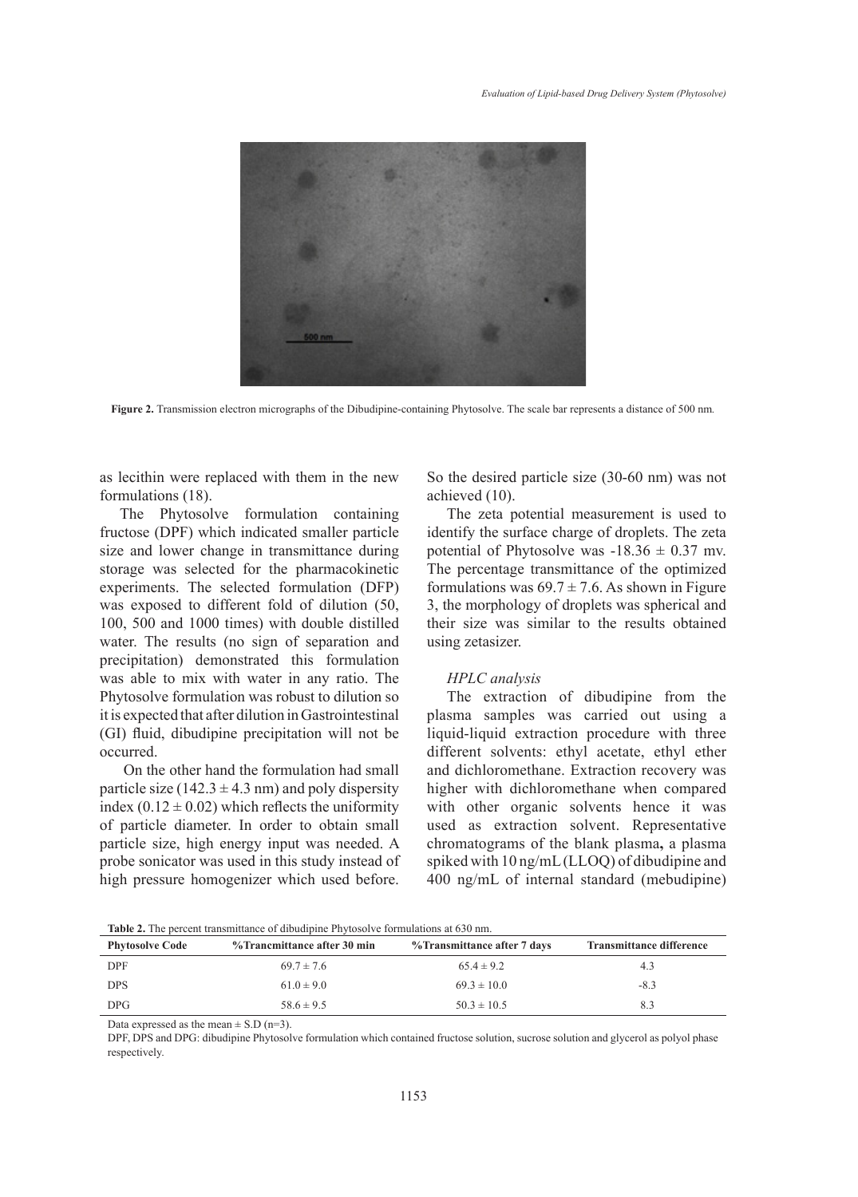Figure 2. Transmission electron micrographs of the Dibudipine-containing Phytosolve. The scale bar represents a distance of 500 nm.

as lecithin were replaced with them in the new formulations (18).

The Phytosolve formulation containing fructose (DPF) which indicated smaller particle size and lower change in transmittance during storage was selected for the pharmacokinetic experiments. The selected formulation (DFP) was exposed to different fold of dilution (50, 100, 500 and 1000 times) with double distilled water. The results (no sign of separation and precipitation) demonstrated this formulation was able to mix with water in any ratio. The Phytosolve formulation was robust to dilution so it is expected that after dilution in Gastrointestinal (GI) fluid, dibudipine precipitation will not be occurred.

On the other hand the formulation had small particle size ($142.3 \pm 4.3$ nm) and poly dispersity index ($0.12 \pm 0.02$) which reflects the uniformity of particle diameter. In order to obtain small particle size, high energy input was needed. A probe sonicator was used in this study instead of high pressure homogenizer which used before. So the desired particle size (30-60 nm) was not achieved (10).

The zeta potential measurement is used to identify the surface charge of droplets. The zeta potential of Phytosolve was $-18.36 \pm 0.37$ mv. The percentage transmittance of the optimized formulations was $69.7 \pm 7.6$. As shown in Figure 3, the morphology of droplets was spherical and their size was similar to the results obtained using zetasizer.

*HPLC analysis*

The extraction of dibudipine from the plasma samples was carried out using a liquid-liquid extraction procedure with three different solvents: ethyl acetate, ethyl ether and dichloromethane. Extraction recovery was higher with dichloromethane when compared with other organic solvents hence it was used as extraction solvent. Representative chromatograms of the blank plasma, a plasma spiked with 10 ng/mL (LLOQ) of dibudipine and 400 ng/mL of internal standard (mebudipine)

**Table 2.** The percent transmittance of dibudipine Phytosolve formulations at 630 nm.

| Phytosolve Code | %Trancmittance after 30 min | %Transmittance after 7 days | Transmittance difference |
|---|---|---|---|
| DPF | $69.7 \pm 7.6$ | $65.4 \pm 9.2$ | 4.3 |
| DPS | $61.0 \pm 9.0$ | $69.3 \pm 10.0$ | -8.3 |
| DPG | $58.6 \pm 9.5$ | $50.3 \pm 10.5$ | 8.3 |

Data expressed as the mean ± S.D (n=3).

DPF, DPS and DPG: dibudipine Phytosolve formulation which contained fructose solution, sucrose solution and glycerol as polyol phase respectively.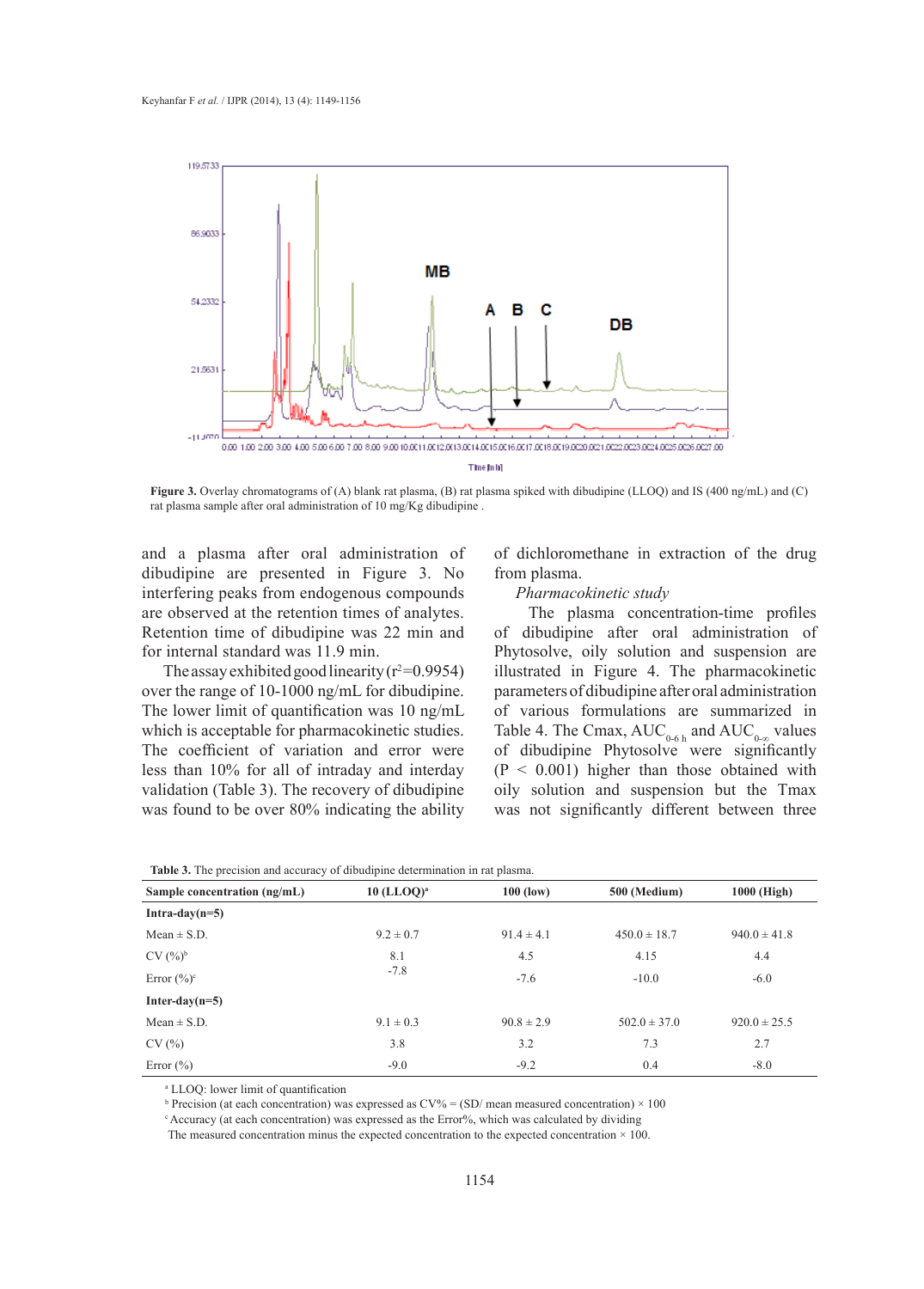119.5733

86.9033

54.2332

21.5631

-11.1070

MB

A B C

DB

0.00 1.00 2.00 3.00 4.00 5.00 6.00 7.00 8.00 9.00 10.00 11.00 12.00 13.00 14.00 15.00 16.00 17.00 18.00 19.00 20.00 21.00 22.00 23.00 24.00 25.00 26.00 27.00

Time [min]

**Figure 3.** Overlay chromatograms of (A) blank rat plasma, (B) rat plasma spiked with dibudipine (LLOQ) and IS (400 ng/mL) and (C) rat plasma sample after oral administration of 10 mg/Kg dibudipine .

and a plasma after oral administration of dibudipine are presented in Figure 3. No interfering peaks from endogenous compounds are observed at the retention times of analytes. Retention time of dibudipine was 22 min and for internal standard was 11.9 min.

The assay exhibited good linearity ($r^2$=0.9954) over the range of 10-1000 ng/mL for dibudipine. The lower limit of quantification was 10 ng/mL which is acceptable for pharmacokinetic studies. The coefficient of variation and error were less than 10% for all of intraday and interday validation (Table 3). The recovery of dibudipine was found to be over 80% indicating the ability of dichloromethane in extraction of the drug from plasma.

*Pharmacokinetic study*

The plasma concentration-time profiles of dibudipine after oral administration of Phytosolve, oily solution and suspension are illustrated in Figure 4. The pharmacokinetic parameters of dibudipine after oral administration of various formulations are summarized in Table 4. The Cmax, $AUC_{0-6\ h}$ and $AUC_{0-\infty}$ values of dibudipine Phytosolve were significantly ($P < 0.001$) higher than those obtained with oily solution and suspension but the Tmax was not significantly different between three

**Table 3.** The precision and accuracy of dibudipine determination in rat plasma.

| Sample concentration (ng/mL) | 10 (LLOQ)[a] | 100 (low) | 500 (Medium) | 1000 (High) |
|---|---|---|---|---|
| **Intra-day(n=5)** | | | | |
| Mean ± S.D. | 9.2 ± 0.7 | 91.4 ± 4.1 | 450.0 ± 18.7 | 940.0 ± 41.8 |
| CV (%)[b] | 8.1 | 4.5 | 4.15 | 4.4 |
| Error (%)[c] | -7.8 | -7.6 | -10.0 | -6.0 |
| **Inter-day(n=5)** | | | | |
| Mean ± S.D. | 9.1 ± 0.3 | 90.8 ± 2.9 | 502.0 ± 37.0 | 920.0 ± 25.5 |
| CV (%) | 3.8 | 3.2 | 7.3 | 2.7 |
| Error (%) | -9.0 | -9.2 | 0.4 | -8.0 |

[a] LLOQ: lower limit of quantification

[b] Precision (at each concentration) was expressed as CV% = (SD/ mean measured concentration) × 100

[c] Accuracy (at each concentration) was expressed as the Error%, which was calculated by dividing The measured concentration minus the expected concentration to the expected concentration × 100.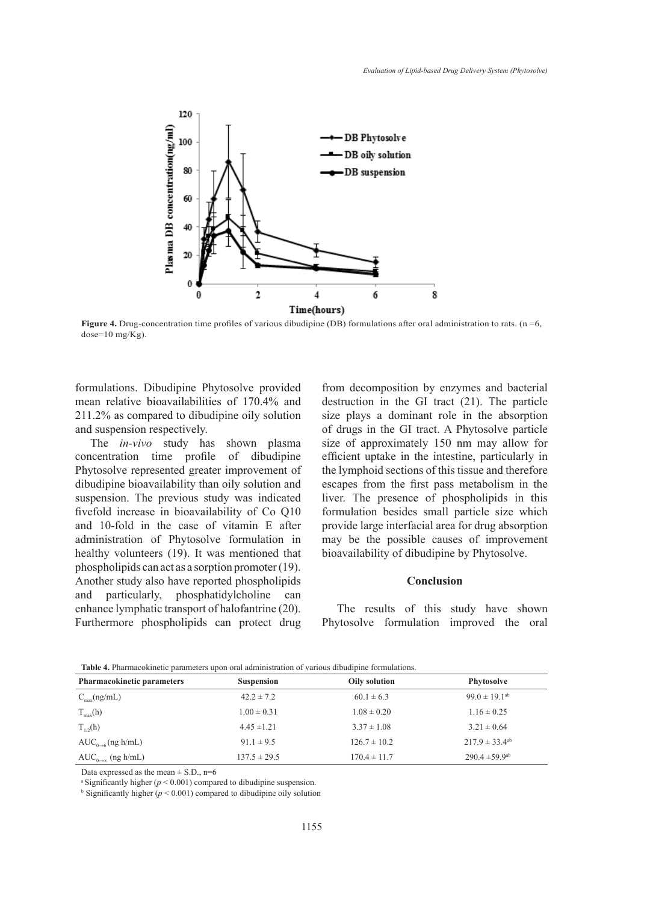120

100

80

60

40

20

0

0 2 4 6 8

Plasma DB concentration(ng/ml)

Time(hours)

DB Phytosolve

DB oily solution

DB suspension

**Figure 4.** Drug-concentration time profiles of various dibudipine (DB) formulations after oral administration to rats. (n =6, dose=10 mg/Kg).

formulations. Dibudipine Phytosolve provided mean relative bioavailabilities of 170.4% and 211.2% as compared to dibudipine oily solution and suspension respectively.

The *in-vivo* study has shown plasma concentration time profile of dibudipine Phytosolve represented greater improvement of dibudipine bioavailability than oily solution and suspension. The previous study was indicated fivefold increase in bioavailability of Co Q10 and 10-fold in the case of vitamin E after administration of Phytosolve formulation in healthy volunteers (19). It was mentioned that phospholipids can act as a sorption promoter (19). Another study also have reported phospholipids and particularly, phosphatidylcholine can enhance lymphatic transport of halofantrine (20). Furthermore phospholipids can protect drug from decomposition by enzymes and bacterial destruction in the GI tract (21). The particle size plays a dominant role in the absorption of drugs in the GI tract. A Phytosolve particle size of approximately 150 nm may allow for efficient uptake in the intestine, particularly in the lymphoid sections of this tissue and therefore escapes from the first pass metabolism in the liver. The presence of phospholipids in this formulation besides small particle size which provide large interfacial area for drug absorption may be the possible causes of improvement bioavailability of dibudipine by Phytosolve.

## Conclusion

The results of this study have shown Phytosolve formulation improved the oral

**Table 4.** Pharmacokinetic parameters upon oral administration of various dibudipine formulations.

| Pharmacokinetic parameters | Suspension | Oily solution | Phytosolve |
|---|---|---|---|
| $C_{max}$(ng/mL) | 42.2 ± 7.2 | 60.1 ± 6.3 | 99.0 ± 19.1[ab] |
| $T_{max}$(h) | 1.00 ± 0.31 | 1.08 ± 0.20 | 1.16 ± 0.25 |
| $T_{1/2}$(h) | 4.45 ±1.21 | 3.37 ± 1.08 | 3.21 ± 0.64 |
| $AUC_{0\rightarrow 6}$ (ng h/mL) | 91.1 ± 9.5 | 126.7 ± 10.2 | 217.9 ± 33.4[ab] |
| $AUC_{0\rightarrow\infty}$ (ng h/mL) | 137.5 ± 29.5 | 170.4 ± 11.7 | 290.4 ±59.9[ab] |

Data expressed as the mean ± S.D., n=6

[a] Significantly higher ($p < 0.001$) compared to dibudipine suspension.

[b] Significantly higher ($p < 0.001$) compared to dibudipine oily solution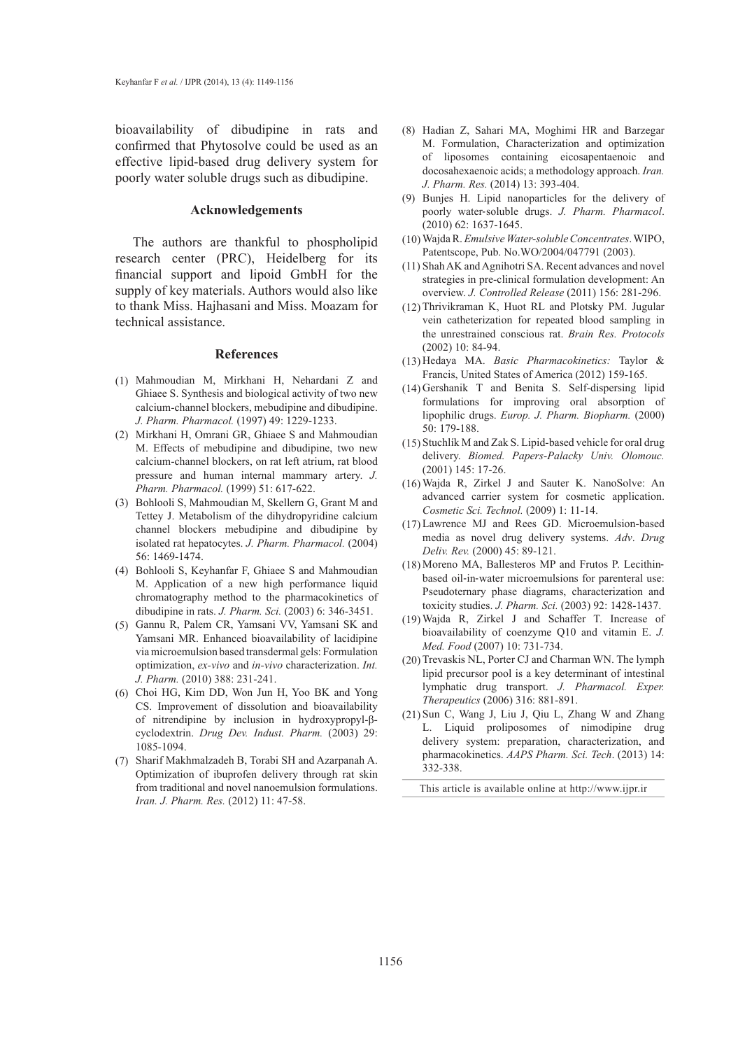bioavailability of dibudipine in rats and confirmed that Phytosolve could be used as an effective lipid-based drug delivery system for poorly water soluble drugs such as dibudipine.

## Acknowledgements

The authors are thankful to phospholipid research center (PRC), Heidelberg for its financial support and lipoid GmbH for the supply of key materials. Authors would also like to thank Miss. Hajhasani and Miss. Moazam for technical assistance.

## References

(1) Mahmoudian M, Mirkhani H, Nehardani Z and Ghiaee S. Synthesis and biological activity of two new calcium-channel blockers, mebudipine and dibudipine. *J. Pharm. Pharmacol.* (1997) 49: 1229-1233.

(2) Mirkhani H, Omrani GR, Ghiaee S and Mahmoudian M. Effects of mebudipine and dibudipine, two new calcium-channel blockers, on rat left atrium, rat blood pressure and human internal mammary artery. *J. Pharm. Pharmacol.* (1999) 51: 617-622.

(3) Bohlooli S, Mahmoudian M, Skellern G, Grant M and Tettey J. Metabolism of the dihydropyridine calcium channel blockers mebudipine and dibudipine by isolated rat hepatocytes. *J. Pharm. Pharmacol.* (2004) 56: 1469-1474.

(4) Bohlooli S, Keyhanfar F, Ghiaee S and Mahmoudian M. Application of a new high performance liquid chromatography method to the pharmacokinetics of dibudipine in rats. *J. Pharm. Sci.* (2003) 6: 346-3451.

(5) Gannu R, Palem CR, Yamsani VV, Yamsani SK and Yamsani MR. Enhanced bioavailability of lacidipine via microemulsion based transdermal gels: Formulation optimization, *ex-vivo* and *in-vivo* characterization. *Int. J. Pharm.* (2010) 388: 231-241.

(6) Choi HG, Kim DD, Won Jun H, Yoo BK and Yong CS. Improvement of dissolution and bioavailability of nitrendipine by inclusion in hydroxypropyl-β-cyclodextrin. *Drug Dev. Indust. Pharm.* (2003) 29: 1085-1094.

(7) Sharif Makhmalzadeh B, Torabi SH and Azarpanah A. Optimization of ibuprofen delivery through rat skin from traditional and novel nanoemulsion formulations. *Iran. J. Pharm. Res.* (2012) 11: 47-58.

(8) Hadian Z, Sahari MA, Moghimi HR and Barzegar M. Formulation, Characterization and optimization of liposomes containing eicosapentaenoic and docosahexaenoic acids; a methodology approach. *Iran. J. Pharm. Res.* (2014) 13: 393-404.

(9) Bunjes H. Lipid nanoparticles for the delivery of poorly water‐soluble drugs. *J. Pharm. Pharmacol*. (2010) 62: 1637-1645.

(10) Wajda R. *Emulsive Water-soluble Concentrates*. WIPO, Patentscope, Pub. No.WO/2004/047791 (2003).

(11) Shah AK and Agnihotri SA. Recent advances and novel strategies in pre-clinical formulation development: An overview. *J. Controlled Release* (2011) 156: 281-296.

(12) Thrivikraman K, Huot RL and Plotsky PM. Jugular vein catheterization for repeated blood sampling in the unrestrained conscious rat. *Brain Res. Protocols* (2002) 10: 84-94.

(13) Hedaya MA. *Basic Pharmacokinetics:* Taylor & Francis, United States of America (2012) 159-165.

(14) Gershanik T and Benita S. Self-dispersing lipid formulations for improving oral absorption of lipophilic drugs. *Europ. J. Pharm. Biopharm.* (2000) 50: 179-188.

(15) Stuchlík M and Zak S. Lipid-based vehicle for oral drug delivery. *Biomed. Papers-Palacky Univ. Olomouc.* (2001) 145: 17-26.

(16) Wajda R, Zirkel J and Sauter K. NanoSolve: An advanced carrier system for cosmetic application. *Cosmetic Sci. Technol.* (2009) 1: 11-14.

(17) Lawrence MJ and Rees GD. Microemulsion-based media as novel drug delivery systems. *Adv*. *Drug Deliv. Rev.* (2000) 45: 89-121.

(18) Moreno MA, Ballesteros MP and Frutos P. Lecithin-based oil-in-water microemulsions for parenteral use: Pseudoternary phase diagrams, characterization and toxicity studies. *J. Pharm. Sci.* (2003) 92: 1428-1437.

(19) Wajda R, Zirkel J and Schaffer T. Increase of bioavailability of coenzyme Q10 and vitamin E. *J. Med. Food* (2007) 10: 731-734.

(20) Trevaskis NL, Porter CJ and Charman WN. The lymph lipid precursor pool is a key determinant of intestinal lymphatic drug transport. *J. Pharmacol. Exper. Therapeutics* (2006) 316: 881-891.

(21) Sun C, Wang J, Liu J, Qiu L, Zhang W and Zhang L. Liquid proliposomes of nimodipine drug delivery system: preparation, characterization, and pharmacokinetics. *AAPS Pharm. Sci. Tech*. (2013) 14: 332-338.

This article is available online at http://www.ijpr.ir